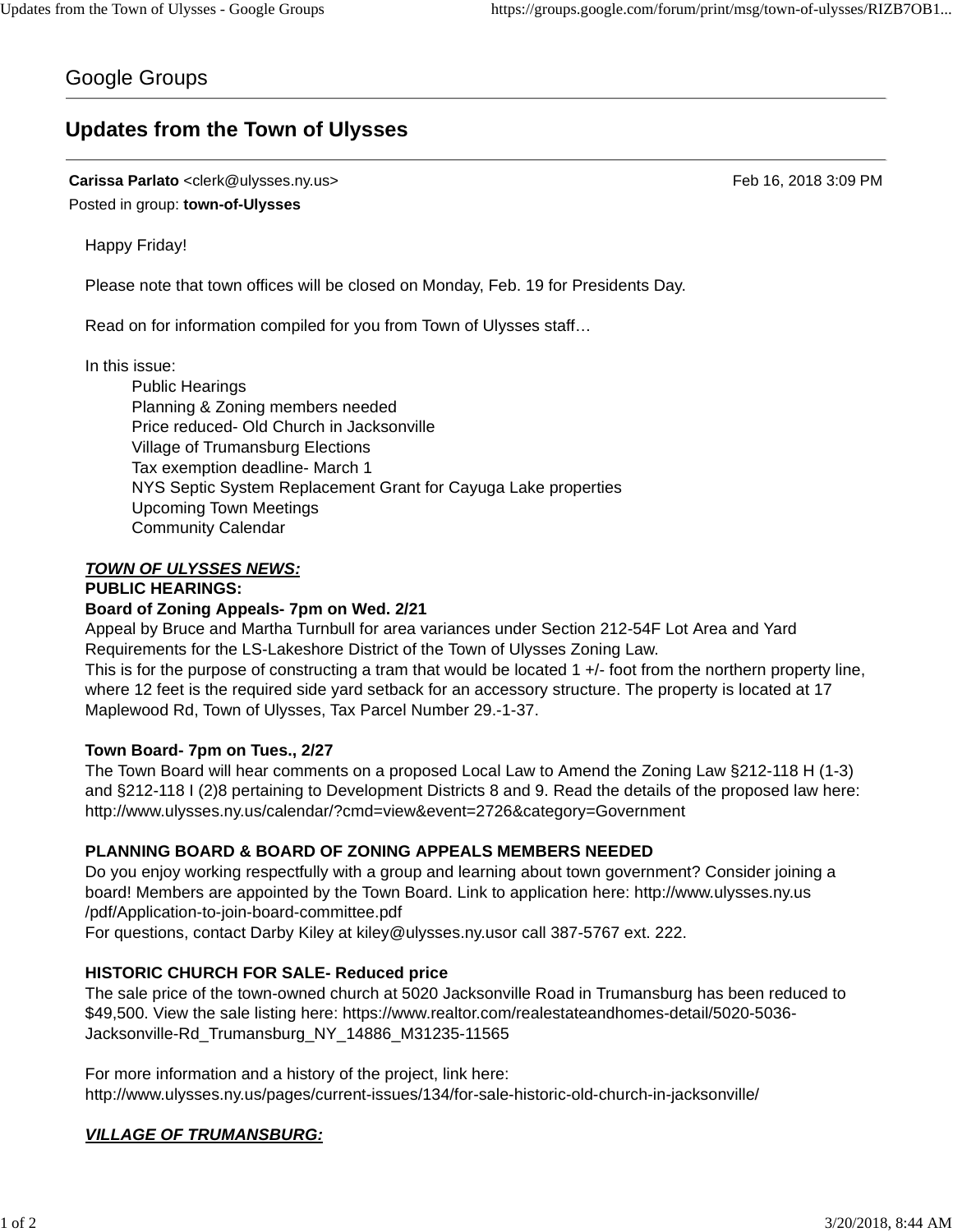Google Groups

# Updates from the Town of Ulysses

**Carissa Parlato** <clerk@ulysses.ny.us> Feb 16, 2018 3:09 PM

Posted in group: **town-of-Ulysses**

Happy Friday!

Please note that town offices will be closed on Monday, Feb. 19 for Presidents Day.

Read on for information compiled for you from Town of Ulysses staff…

In this issue:

- Public Hearings
- Planning & Zoning members needed
- Price reduced- Old Church in Jacksonville
- Village of Trumansburg Elections
- Tax exemption deadline- March 1
- NYS Septic System Replacement Grant for Cayuga Lake properties
- Upcoming Town Meetings
- Community Calendar

***TOWN OF ULYSSES NEWS:***

**PUBLIC HEARINGS:**

**Board of Zoning Appeals- 7pm on Wed. 2/21**

Appeal by Bruce and Martha Turnbull for area variances under Section 212-54F Lot Area and Yard Requirements for the LS-Lakeshore District of the Town of Ulysses Zoning Law.

This is for the purpose of constructing a tram that would be located 1 +/- foot from the northern property line, where 12 feet is the required side yard setback for an accessory structure. The property is located at 17 Maplewood Rd, Town of Ulysses, Tax Parcel Number 29.-1-37.

**Town Board- 7pm on Tues., 2/27**

The Town Board will hear comments on a proposed Local Law to Amend the Zoning Law §212-118 H (1-3) and §212-118 I (2)8 pertaining to Development Districts 8 and 9. Read the details of the proposed law here: http://www.ulysses.ny.us/calendar/?cmd=view&event=2726&category=Government

**PLANNING BOARD & BOARD OF ZONING APPEALS MEMBERS NEEDED**

Do you enjoy working respectfully with a group and learning about town government? Consider joining a board! Members are appointed by the Town Board. Link to application here: http://www.ulysses.ny.us/pdf/Application-to-join-board-committee.pdf

For questions, contact Darby Kiley at kiley@ulysses.ny.usor call 387-5767 ext. 222.

**HISTORIC CHURCH FOR SALE- Reduced price**

The sale price of the town-owned church at 5020 Jacksonville Road in Trumansburg has been reduced to $49,500. View the sale listing here: https://www.realtor.com/realestateandhomes-detail/5020-5036-Jacksonville-Rd_Trumansburg_NY_14886_M31235-11565

For more information and a history of the project, link here: http://www.ulysses.ny.us/pages/current-issues/134/for-sale-historic-old-church-in-jacksonville/

***VILLAGE OF TRUMANSBURG:***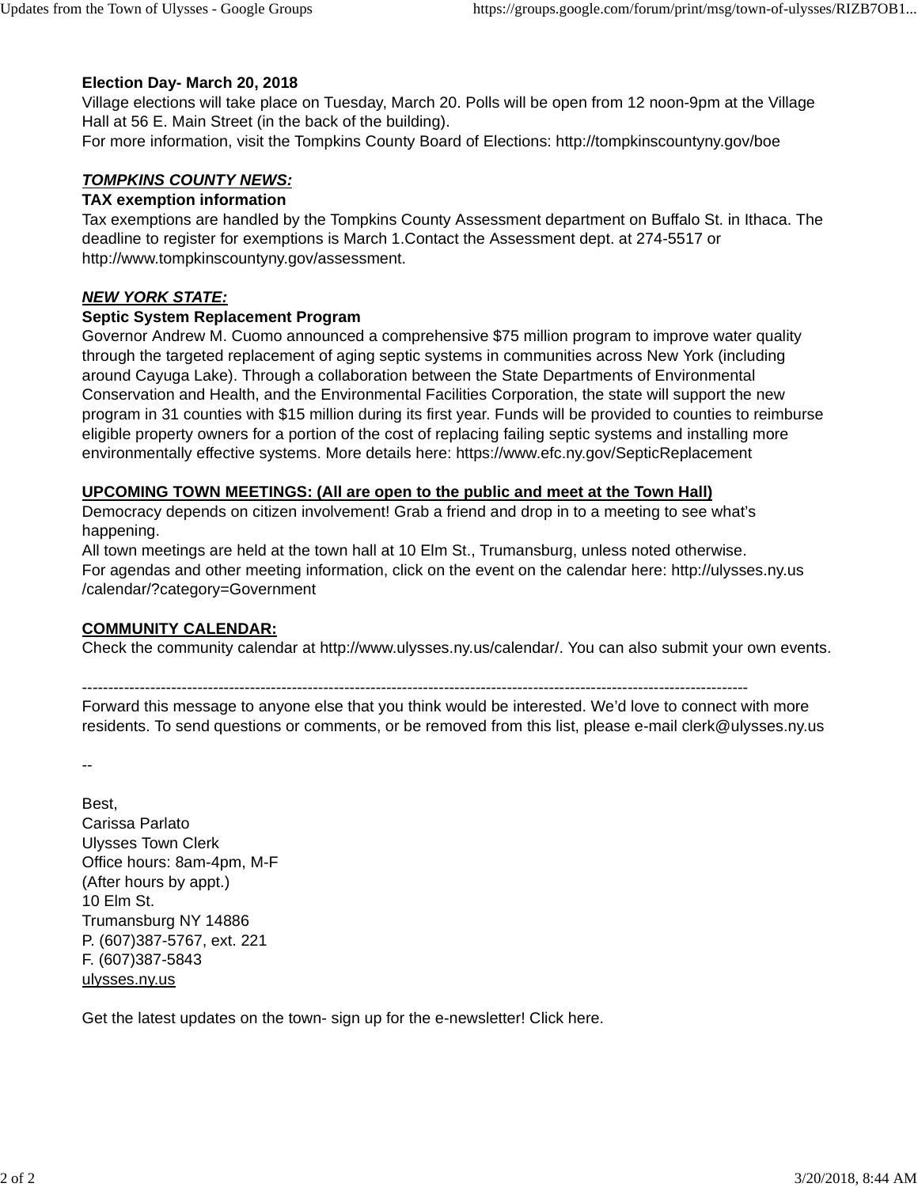**Election Day- March 20, 2018**
Village elections will take place on Tuesday, March 20. Polls will be open from 12 noon-9pm at the Village Hall at 56 E. Main Street (in the back of the building).
For more information, visit the Tompkins County Board of Elections: http://tompkinscountyny.gov/boe

***TOMPKINS COUNTY NEWS:***

**TAX exemption information**
Tax exemptions are handled by the Tompkins County Assessment department on Buffalo St. in Ithaca. The deadline to register for exemptions is March 1.Contact the Assessment dept. at 274-5517 or http://www.tompkinscountyny.gov/assessment.

***NEW YORK STATE:***

**Septic System Replacement Program**
Governor Andrew M. Cuomo announced a comprehensive $75 million program to improve water quality through the targeted replacement of aging septic systems in communities across New York (including around Cayuga Lake). Through a collaboration between the State Departments of Environmental Conservation and Health, and the Environmental Facilities Corporation, the state will support the new program in 31 counties with $15 million during its first year. Funds will be provided to counties to reimburse eligible property owners for a portion of the cost of replacing failing septic systems and installing more environmentally effective systems. More details here: https://www.efc.ny.gov/SepticReplacement

**UPCOMING TOWN MEETINGS: (All are open to the public and meet at the Town Hall)**
Democracy depends on citizen involvement! Grab a friend and drop in to a meeting to see what's happening.
All town meetings are held at the town hall at 10 Elm St., Trumansburg, unless noted otherwise.
For agendas and other meeting information, click on the event on the calendar here: http://ulysses.ny.us/calendar/?category=Government

**COMMUNITY CALENDAR:**
Check the community calendar at http://www.ulysses.ny.us/calendar/. You can also submit your own events.

---

Forward this message to anyone else that you think would be interested. We'd love to connect with more residents. To send questions or comments, or be removed from this list, please e-mail clerk@ulysses.ny.us

--

Best,
Carissa Parlato
Ulysses Town Clerk
Office hours: 8am-4pm, M-F
(After hours by appt.)
10 Elm St.
Trumansburg NY 14886
P. (607)387-5767, ext. 221
F. (607)387-5843
ulysses.ny.us

Get the latest updates on the town- sign up for the e-newsletter! Click here.